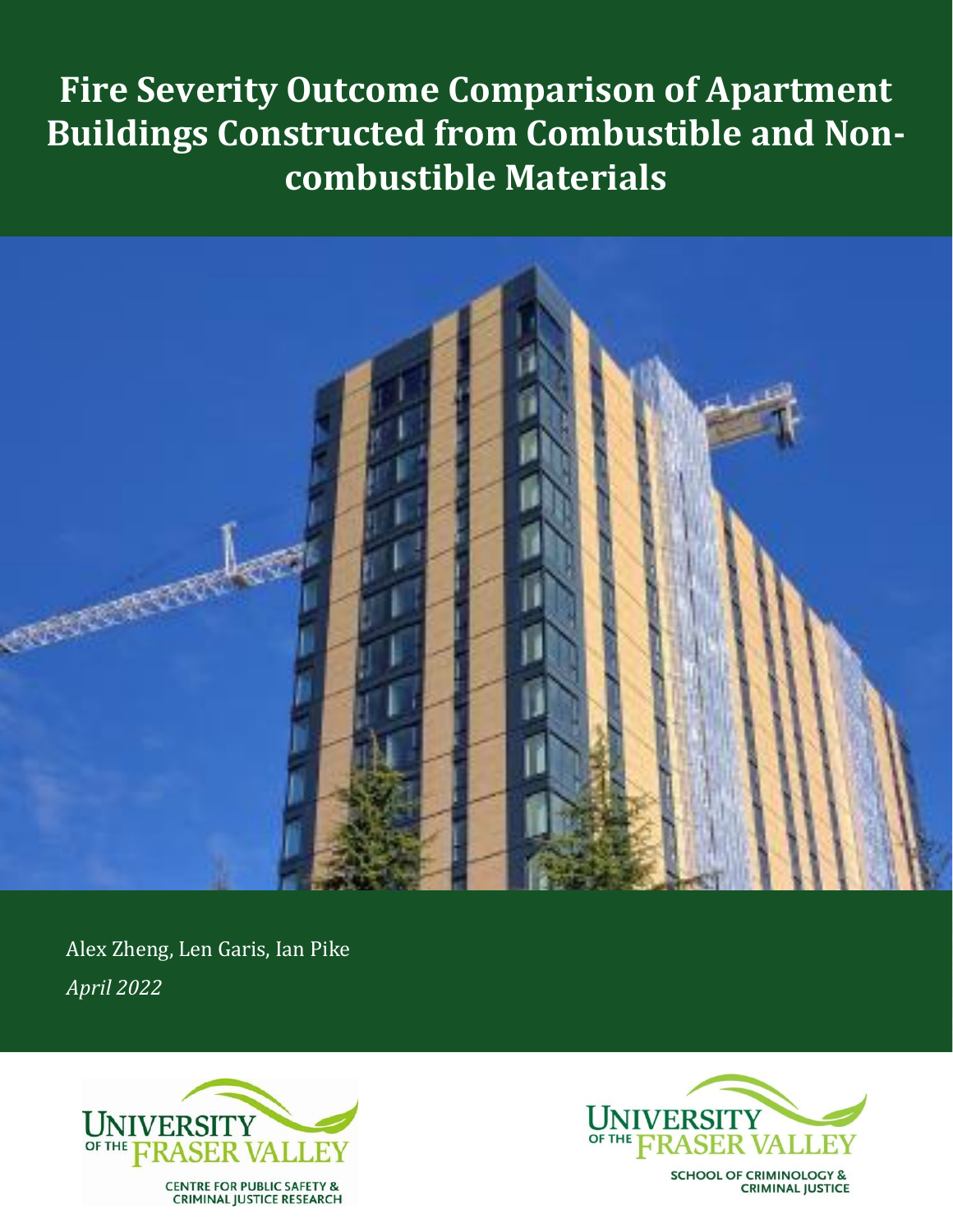# Fire Severity Outcome Comparison of Apartment Buildings Constructed from Combustible and Non-combustible Materials

Alex Zheng, Len Garis, Ian Pike

*April 2022*

UNIVERSITY OF THE FRASER VALLEY
CENTRE FOR PUBLIC SAFETY & CRIMINAL JUSTICE RESEARCH

UNIVERSITY OF THE FRASER VALLEY
SCHOOL OF CRIMINOLOGY & CRIMINAL JUSTICE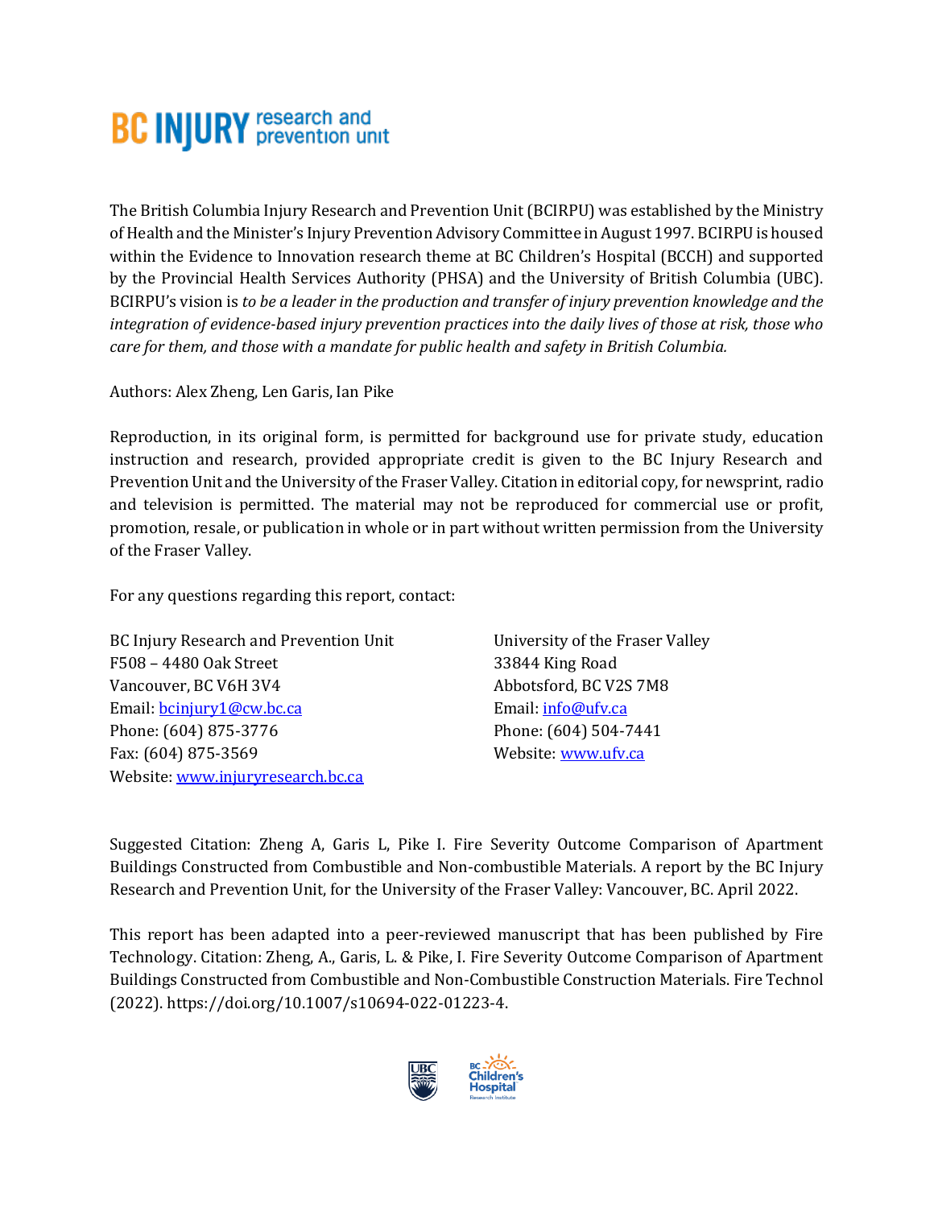**BC INJURY** research and prevention unit

The British Columbia Injury Research and Prevention Unit (BCIRPU) was established by the Ministry of Health and the Minister's Injury Prevention Advisory Committee in August 1997. BCIRPU is housed within the Evidence to Innovation research theme at BC Children's Hospital (BCCH) and supported by the Provincial Health Services Authority (PHSA) and the University of British Columbia (UBC). BCIRPU's vision is *to be a leader in the production and transfer of injury prevention knowledge and the integration of evidence-based injury prevention practices into the daily lives of those at risk, those who care for them, and those with a mandate for public health and safety in British Columbia.*

Authors: Alex Zheng, Len Garis, Ian Pike

Reproduction, in its original form, is permitted for background use for private study, education instruction and research, provided appropriate credit is given to the BC Injury Research and Prevention Unit and the University of the Fraser Valley. Citation in editorial copy, for newsprint, radio and television is permitted. The material may not be reproduced for commercial use or profit, promotion, resale, or publication in whole or in part without written permission from the University of the Fraser Valley.

For any questions regarding this report, contact:

BC Injury Research and Prevention Unit
F508 – 4480 Oak Street
Vancouver, BC V6H 3V4
Email: bcinjury1@cw.bc.ca
Phone: (604) 875-3776
Fax: (604) 875-3569
Website: www.injuryresearch.bc.ca

University of the Fraser Valley
33844 King Road
Abbotsford, BC V2S 7M8
Email: info@ufv.ca
Phone: (604) 504-7441
Website: www.ufv.ca

Suggested Citation: Zheng A, Garis L, Pike I. Fire Severity Outcome Comparison of Apartment Buildings Constructed from Combustible and Non-combustible Materials. A report by the BC Injury Research and Prevention Unit, for the University of the Fraser Valley: Vancouver, BC. April 2022.

This report has been adapted into a peer-reviewed manuscript that has been published by Fire Technology. Citation: Zheng, A., Garis, L. & Pike, I. Fire Severity Outcome Comparison of Apartment Buildings Constructed from Combustible and Non-Combustible Construction Materials. Fire Technol (2022). https://doi.org/10.1007/s10694-022-01223-4.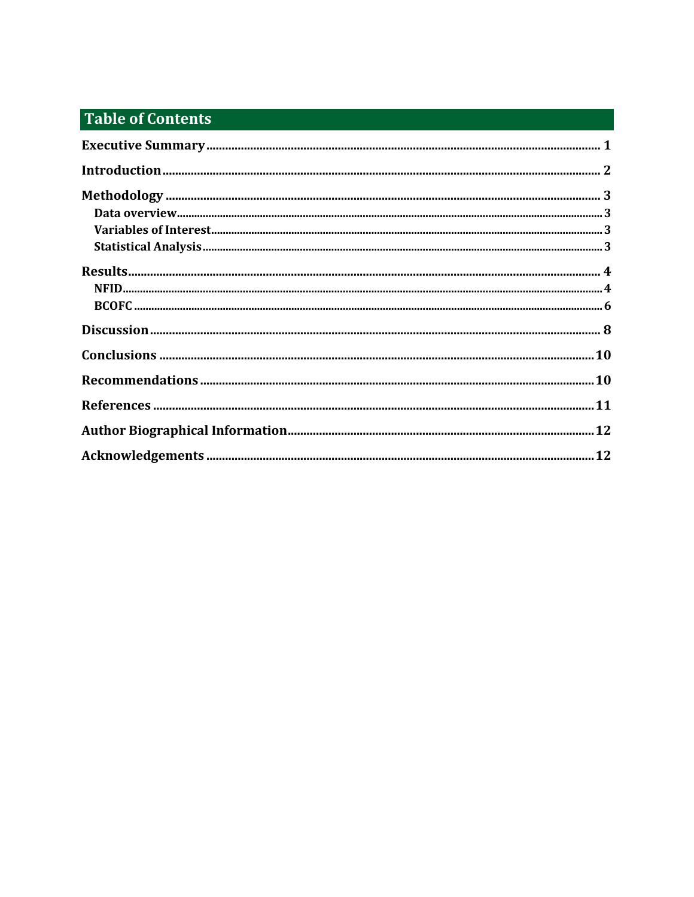# Table of Contents

Executive Summary ........................................................ 1

Introduction ........................................................ 2

Methodology ........................................................ 3

- Data overview ........................................................ 3
- Variables of Interest ........................................................ 3
- Statistical Analysis ........................................................ 3

Results ........................................................ 4

- NFID ........................................................ 4
- BCOFC ........................................................ 6

Discussion ........................................................ 8

Conclusions ........................................................ 10

Recommendations ........................................................ 10

References ........................................................ 11

Author Biographical Information ........................................................ 12

Acknowledgements ........................................................ 12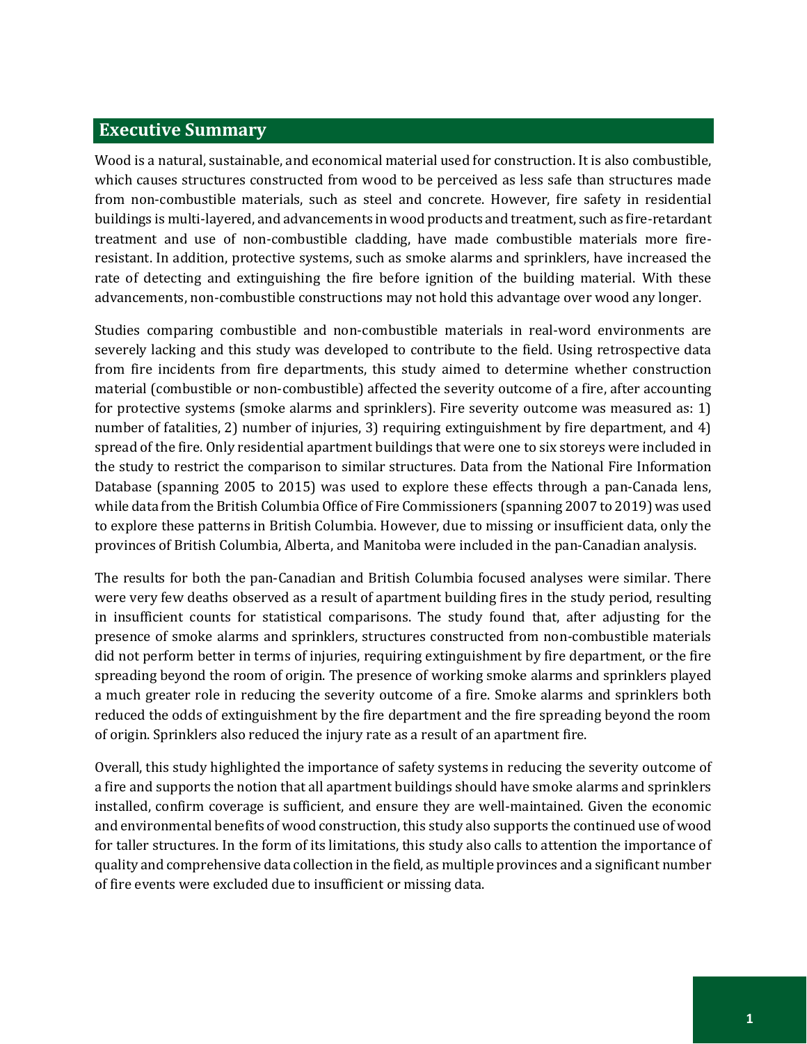## Executive Summary

Wood is a natural, sustainable, and economical material used for construction. It is also combustible, which causes structures constructed from wood to be perceived as less safe than structures made from non-combustible materials, such as steel and concrete. However, fire safety in residential buildings is multi-layered, and advancements in wood products and treatment, such as fire-retardant treatment and use of non-combustible cladding, have made combustible materials more fire-resistant. In addition, protective systems, such as smoke alarms and sprinklers, have increased the rate of detecting and extinguishing the fire before ignition of the building material. With these advancements, non-combustible constructions may not hold this advantage over wood any longer.

Studies comparing combustible and non-combustible materials in real-word environments are severely lacking and this study was developed to contribute to the field. Using retrospective data from fire incidents from fire departments, this study aimed to determine whether construction material (combustible or non-combustible) affected the severity outcome of a fire, after accounting for protective systems (smoke alarms and sprinklers). Fire severity outcome was measured as: 1) number of fatalities, 2) number of injuries, 3) requiring extinguishment by fire department, and 4) spread of the fire. Only residential apartment buildings that were one to six storeys were included in the study to restrict the comparison to similar structures. Data from the National Fire Information Database (spanning 2005 to 2015) was used to explore these effects through a pan-Canada lens, while data from the British Columbia Office of Fire Commissioners (spanning 2007 to 2019) was used to explore these patterns in British Columbia. However, due to missing or insufficient data, only the provinces of British Columbia, Alberta, and Manitoba were included in the pan-Canadian analysis.

The results for both the pan-Canadian and British Columbia focused analyses were similar. There were very few deaths observed as a result of apartment building fires in the study period, resulting in insufficient counts for statistical comparisons. The study found that, after adjusting for the presence of smoke alarms and sprinklers, structures constructed from non-combustible materials did not perform better in terms of injuries, requiring extinguishment by fire department, or the fire spreading beyond the room of origin. The presence of working smoke alarms and sprinklers played a much greater role in reducing the severity outcome of a fire. Smoke alarms and sprinklers both reduced the odds of extinguishment by the fire department and the fire spreading beyond the room of origin. Sprinklers also reduced the injury rate as a result of an apartment fire.

Overall, this study highlighted the importance of safety systems in reducing the severity outcome of a fire and supports the notion that all apartment buildings should have smoke alarms and sprinklers installed, confirm coverage is sufficient, and ensure they are well-maintained. Given the economic and environmental benefits of wood construction, this study also supports the continued use of wood for taller structures. In the form of its limitations, this study also calls to attention the importance of quality and comprehensive data collection in the field, as multiple provinces and a significant number of fire events were excluded due to insufficient or missing data.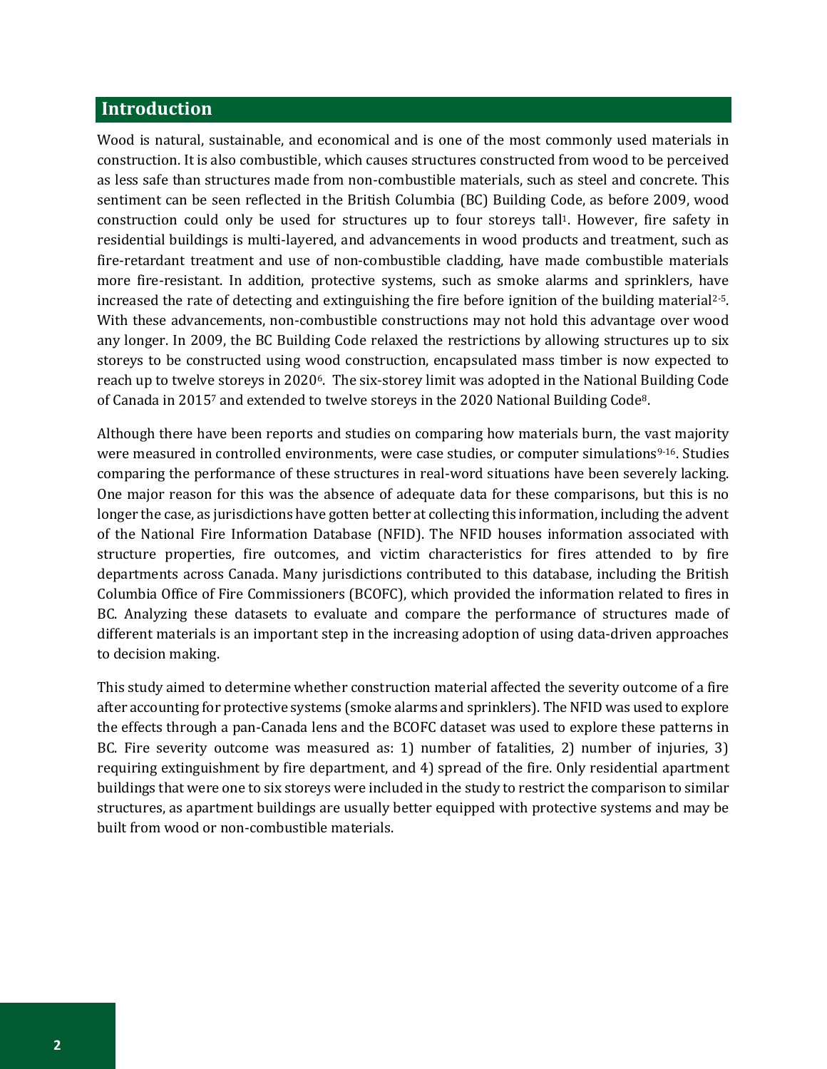## Introduction

Wood is natural, sustainable, and economical and is one of the most commonly used materials in construction. It is also combustible, which causes structures constructed from wood to be perceived as less safe than structures made from non-combustible materials, such as steel and concrete. This sentiment can be seen reflected in the British Columbia (BC) Building Code, as before 2009, wood construction could only be used for structures up to four storeys tall[1]. However, fire safety in residential buildings is multi-layered, and advancements in wood products and treatment, such as fire-retardant treatment and use of non-combustible cladding, have made combustible materials more fire-resistant. In addition, protective systems, such as smoke alarms and sprinklers, have increased the rate of detecting and extinguishing the fire before ignition of the building material[2-5]. With these advancements, non-combustible constructions may not hold this advantage over wood any longer. In 2009, the BC Building Code relaxed the restrictions by allowing structures up to six storeys to be constructed using wood construction, encapsulated mass timber is now expected to reach up to twelve storeys in 2020[6]. The six-storey limit was adopted in the National Building Code of Canada in 2015[7] and extended to twelve storeys in the 2020 National Building Code[8].

Although there have been reports and studies on comparing how materials burn, the vast majority were measured in controlled environments, were case studies, or computer simulations[9-16]. Studies comparing the performance of these structures in real-word situations have been severely lacking. One major reason for this was the absence of adequate data for these comparisons, but this is no longer the case, as jurisdictions have gotten better at collecting this information, including the advent of the National Fire Information Database (NFID). The NFID houses information associated with structure properties, fire outcomes, and victim characteristics for fires attended to by fire departments across Canada. Many jurisdictions contributed to this database, including the British Columbia Office of Fire Commissioners (BCOFC), which provided the information related to fires in BC. Analyzing these datasets to evaluate and compare the performance of structures made of different materials is an important step in the increasing adoption of using data-driven approaches to decision making.

This study aimed to determine whether construction material affected the severity outcome of a fire after accounting for protective systems (smoke alarms and sprinklers). The NFID was used to explore the effects through a pan-Canada lens and the BCOFC dataset was used to explore these patterns in BC. Fire severity outcome was measured as: 1) number of fatalities, 2) number of injuries, 3) requiring extinguishment by fire department, and 4) spread of the fire. Only residential apartment buildings that were one to six storeys were included in the study to restrict the comparison to similar structures, as apartment buildings are usually better equipped with protective systems and may be built from wood or non-combustible materials.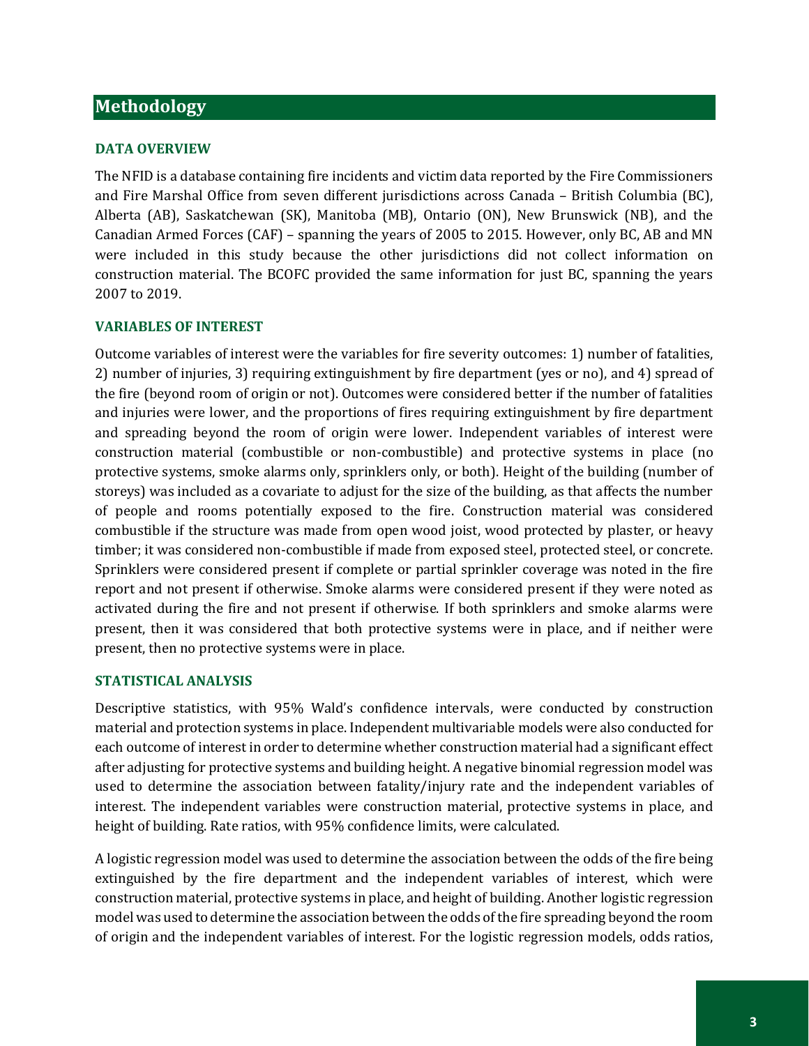## Methodology

### DATA OVERVIEW

The NFID is a database containing fire incidents and victim data reported by the Fire Commissioners and Fire Marshal Office from seven different jurisdictions across Canada – British Columbia (BC), Alberta (AB), Saskatchewan (SK), Manitoba (MB), Ontario (ON), New Brunswick (NB), and the Canadian Armed Forces (CAF) – spanning the years of 2005 to 2015. However, only BC, AB and MN were included in this study because the other jurisdictions did not collect information on construction material. The BCOFC provided the same information for just BC, spanning the years 2007 to 2019.

### VARIABLES OF INTEREST

Outcome variables of interest were the variables for fire severity outcomes: 1) number of fatalities, 2) number of injuries, 3) requiring extinguishment by fire department (yes or no), and 4) spread of the fire (beyond room of origin or not). Outcomes were considered better if the number of fatalities and injuries were lower, and the proportions of fires requiring extinguishment by fire department and spreading beyond the room of origin were lower. Independent variables of interest were construction material (combustible or non-combustible) and protective systems in place (no protective systems, smoke alarms only, sprinklers only, or both). Height of the building (number of storeys) was included as a covariate to adjust for the size of the building, as that affects the number of people and rooms potentially exposed to the fire. Construction material was considered combustible if the structure was made from open wood joist, wood protected by plaster, or heavy timber; it was considered non-combustible if made from exposed steel, protected steel, or concrete. Sprinklers were considered present if complete or partial sprinkler coverage was noted in the fire report and not present if otherwise. Smoke alarms were considered present if they were noted as activated during the fire and not present if otherwise. If both sprinklers and smoke alarms were present, then it was considered that both protective systems were in place, and if neither were present, then no protective systems were in place.

### STATISTICAL ANALYSIS

Descriptive statistics, with 95% Wald's confidence intervals, were conducted by construction material and protection systems in place. Independent multivariable models were also conducted for each outcome of interest in order to determine whether construction material had a significant effect after adjusting for protective systems and building height. A negative binomial regression model was used to determine the association between fatality/injury rate and the independent variables of interest. The independent variables were construction material, protective systems in place, and height of building. Rate ratios, with 95% confidence limits, were calculated.

A logistic regression model was used to determine the association between the odds of the fire being extinguished by the fire department and the independent variables of interest, which were construction material, protective systems in place, and height of building. Another logistic regression model was used to determine the association between the odds of the fire spreading beyond the room of origin and the independent variables of interest. For the logistic regression models, odds ratios,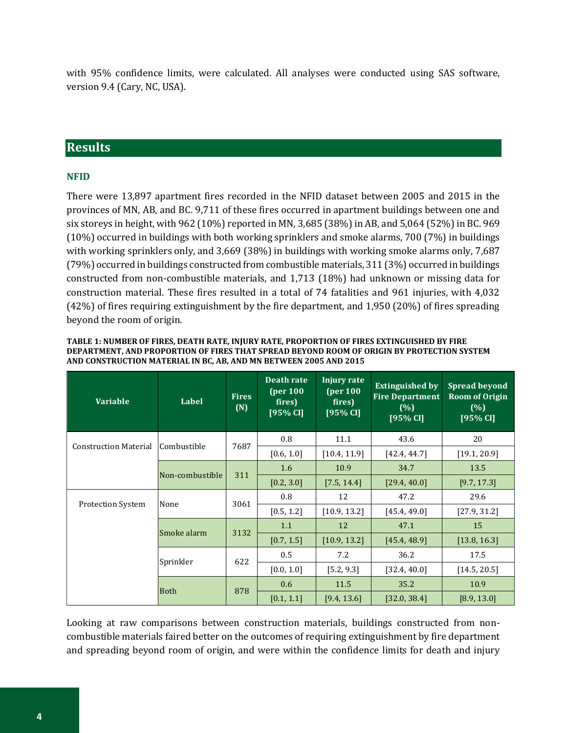with 95% confidence limits, were calculated. All analyses were conducted using SAS software, version 9.4 (Cary, NC, USA).

## Results

### NFID

There were 13,897 apartment fires recorded in the NFID dataset between 2005 and 2015 in the provinces of MN, AB, and BC. 9,711 of these fires occurred in apartment buildings between one and six storeys in height, with 962 (10%) reported in MN, 3,685 (38%) in AB, and 5,064 (52%) in BC. 969 (10%) occurred in buildings with both working sprinklers and smoke alarms, 700 (7%) in buildings with working sprinklers only, and 3,669 (38%) in buildings with working smoke alarms only, 7,687 (79%) occurred in buildings constructed from combustible materials, 311 (3%) occurred in buildings constructed from non-combustible materials, and 1,713 (18%) had unknown or missing data for construction material. These fires resulted in a total of 74 fatalities and 961 injuries, with 4,032 (42%) of fires requiring extinguishment by the fire department, and 1,950 (20%) of fires spreading beyond the room of origin.

**TABLE 1: NUMBER OF FIRES, DEATH RATE, INJURY RATE, PROPORTION OF FIRES EXTINGUISHED BY FIRE DEPARTMENT, AND PROPORTION OF FIRES THAT SPREAD BEYOND ROOM OF ORIGIN BY PROTECTION SYSTEM AND CONSTRUCTION MATERIAL IN BC, AB, AND MN BETWEEN 2005 AND 2015**

| Variable | Label | Fires (N) | Death rate (per 100 fires) [95% CI] | Injury rate (per 100 fires) [95% CI] | Extinguished by Fire Department (%) [95% CI] | Spread beyond Room of Origin (%) [95% CI] |
|---|---|---|---|---|---|---|
| Construction Material | Combustible | 7687 | 0.8 | 11.1 | 43.6 | 20 |
| | | | [0.6, 1.0] | [10.4, 11.9] | [42.4, 44.7] | [19.1, 20.9] |
| | Non-combustible | 311 | 1.6 | 10.9 | 34.7 | 13.5 |
| | | | [0.2, 3.0] | [7.5, 14.4] | [29.4, 40.0] | [9.7, 17.3] |
| Protection System | None | 3061 | 0.8 | 12 | 47.2 | 29.6 |
| | | | [0.5, 1.2] | [10.9, 13.2] | [45.4, 49.0] | [27.9, 31.2] |
| | Smoke alarm | 3132 | 1.1 | 12 | 47.1 | 15 |
| | | | [0.7, 1.5] | [10.9, 13.2] | [45.4, 48.9] | [13.8, 16.3] |
| | Sprinkler | 622 | 0.5 | 7.2 | 36.2 | 17.5 |
| | | | [0.0, 1.0] | [5.2, 9.3] | [32.4, 40.0] | [14.5, 20.5] |
| | Both | 878 | 0.6 | 11.5 | 35.2 | 10.9 |
| | | | [0.1, 1.1] | [9.4, 13.6] | [32.0, 38.4] | [8.9, 13.0] |

Looking at raw comparisons between construction materials, buildings constructed from non-combustible materials faired better on the outcomes of requiring extinguishment by fire department and spreading beyond room of origin, and were within the confidence limits for death and injury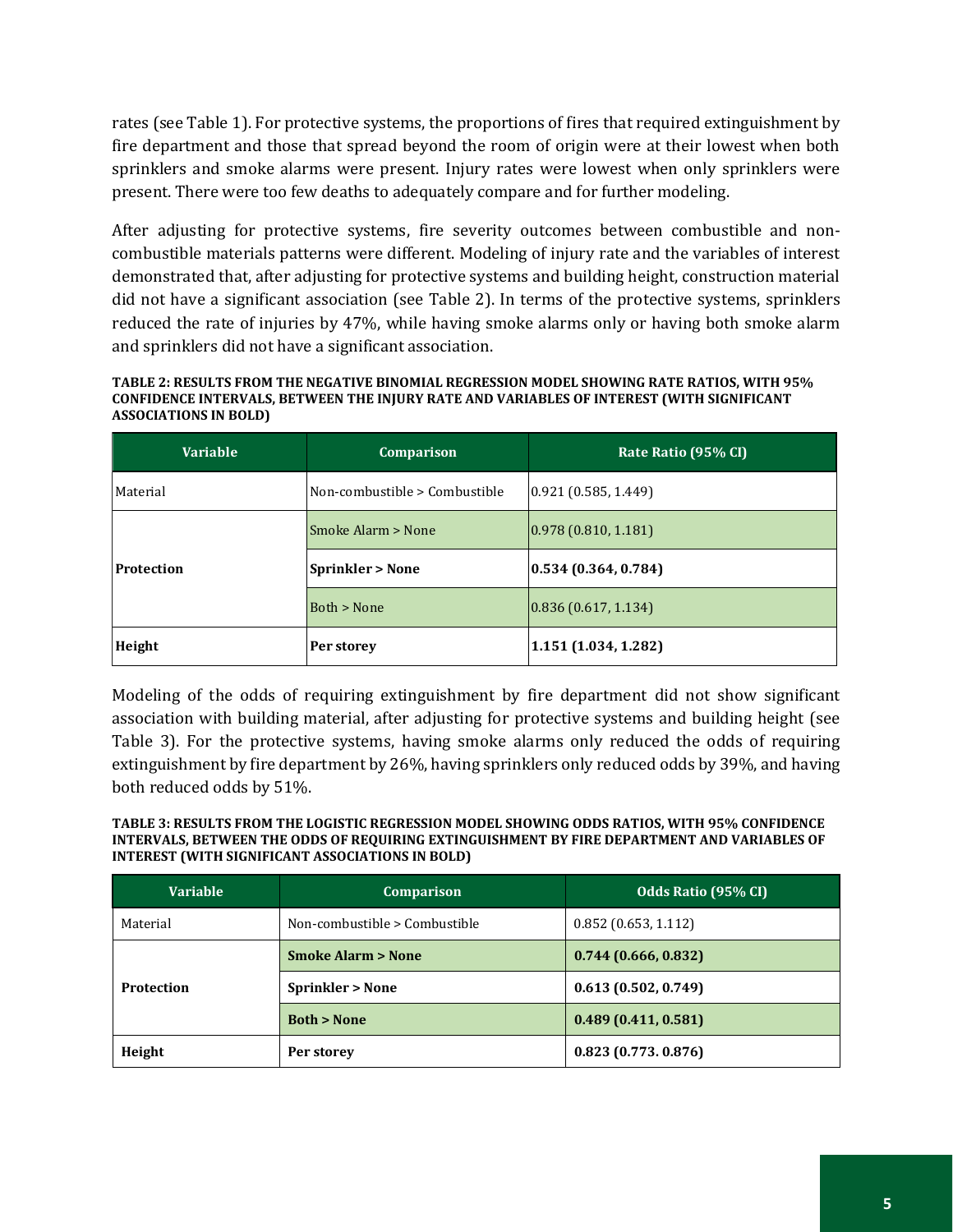rates (see Table 1). For protective systems, the proportions of fires that required extinguishment by fire department and those that spread beyond the room of origin were at their lowest when both sprinklers and smoke alarms were present. Injury rates were lowest when only sprinklers were present. There were too few deaths to adequately compare and for further modeling.

After adjusting for protective systems, fire severity outcomes between combustible and non-combustible materials patterns were different. Modeling of injury rate and the variables of interest demonstrated that, after adjusting for protective systems and building height, construction material did not have a significant association (see Table 2). In terms of the protective systems, sprinklers reduced the rate of injuries by 47%, while having smoke alarms only or having both smoke alarm and sprinklers did not have a significant association.

**TABLE 2: RESULTS FROM THE NEGATIVE BINOMIAL REGRESSION MODEL SHOWING RATE RATIOS, WITH 95% CONFIDENCE INTERVALS, BETWEEN THE INJURY RATE AND VARIABLES OF INTEREST (WITH SIGNIFICANT ASSOCIATIONS IN BOLD)**

| Variable | Comparison | Rate Ratio (95% CI) |
|---|---|---|
| Material | Non-combustible > Combustible | 0.921 (0.585, 1.449) |
| **Protection** | Smoke Alarm > None | 0.978 (0.810, 1.181) |
| | **Sprinkler > None** | **0.534 (0.364, 0.784)** |
| | Both > None | 0.836 (0.617, 1.134) |
| **Height** | **Per storey** | **1.151 (1.034, 1.282)** |

Modeling of the odds of requiring extinguishment by fire department did not show significant association with building material, after adjusting for protective systems and building height (see Table 3). For the protective systems, having smoke alarms only reduced the odds of requiring extinguishment by fire department by 26%, having sprinklers only reduced odds by 39%, and having both reduced odds by 51%.

**TABLE 3: RESULTS FROM THE LOGISTIC REGRESSION MODEL SHOWING ODDS RATIOS, WITH 95% CONFIDENCE INTERVALS, BETWEEN THE ODDS OF REQUIRING EXTINGUISHMENT BY FIRE DEPARTMENT AND VARIABLES OF INTEREST (WITH SIGNIFICANT ASSOCIATIONS IN BOLD)**

| Variable | Comparison | Odds Ratio (95% CI) |
|---|---|---|
| Material | Non-combustible > Combustible | 0.852 (0.653, 1.112) |
| **Protection** | **Smoke Alarm > None** | **0.744 (0.666, 0.832)** |
| | **Sprinkler > None** | **0.613 (0.502, 0.749)** |
| | **Both > None** | **0.489 (0.411, 0.581)** |
| **Height** | **Per storey** | **0.823 (0.773. 0.876)** |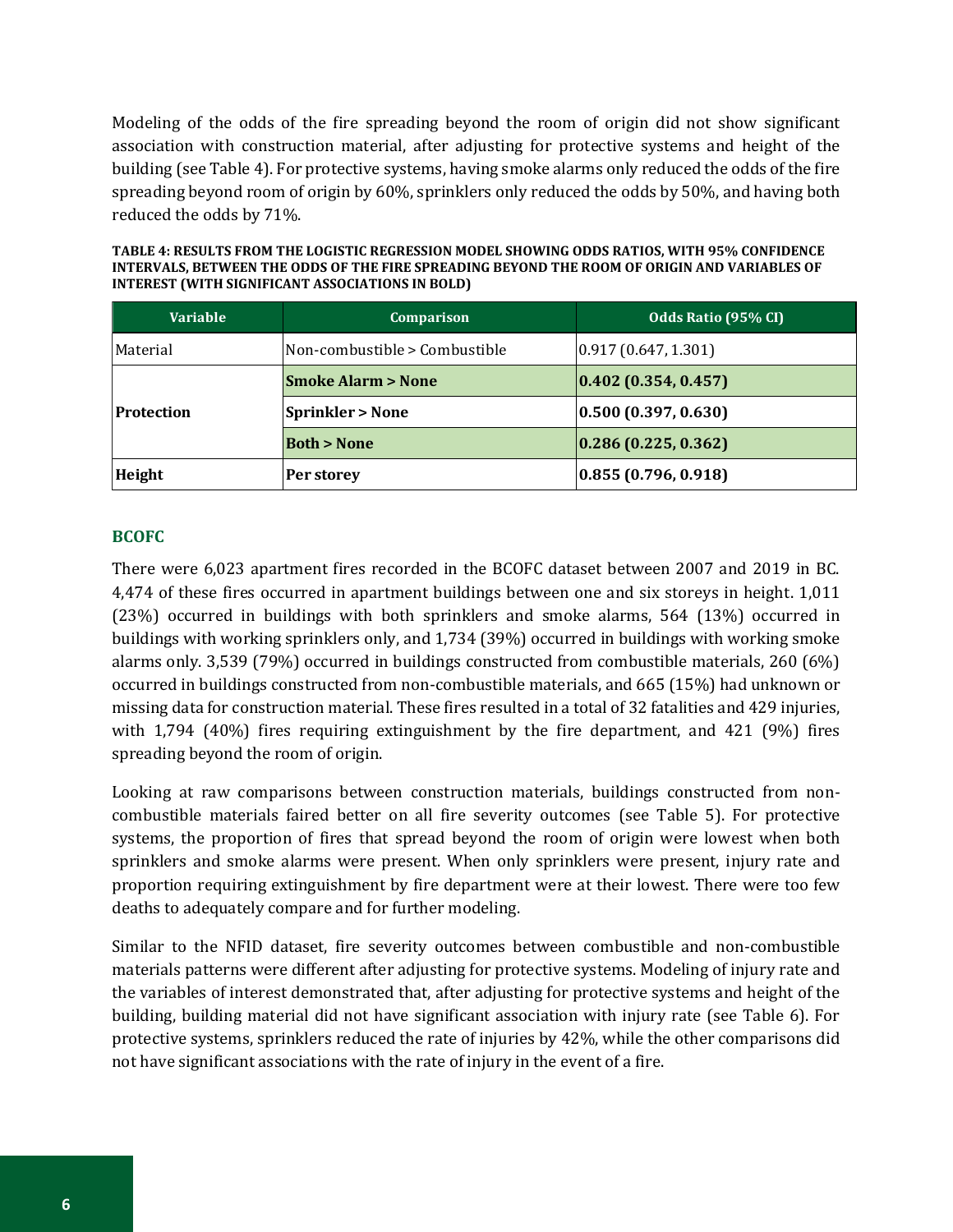Modeling of the odds of the fire spreading beyond the room of origin did not show significant association with construction material, after adjusting for protective systems and height of the building (see Table 4). For protective systems, having smoke alarms only reduced the odds of the fire spreading beyond room of origin by 60%, sprinklers only reduced the odds by 50%, and having both reduced the odds by 71%.

**TABLE 4: RESULTS FROM THE LOGISTIC REGRESSION MODEL SHOWING ODDS RATIOS, WITH 95% CONFIDENCE INTERVALS, BETWEEN THE ODDS OF THE FIRE SPREADING BEYOND THE ROOM OF ORIGIN AND VARIABLES OF INTEREST (WITH SIGNIFICANT ASSOCIATIONS IN BOLD)**

| Variable | Comparison | Odds Ratio (95% CI) |
|---|---|---|
| Material | Non-combustible > Combustible | 0.917 (0.647, 1.301) |
| **Protection** | **Smoke Alarm > None** | **0.402 (0.354, 0.457)** |
| | **Sprinkler > None** | **0.500 (0.397, 0.630)** |
| | **Both > None** | **0.286 (0.225, 0.362)** |
| **Height** | **Per storey** | **0.855 (0.796, 0.918)** |

## BCOFC

There were 6,023 apartment fires recorded in the BCOFC dataset between 2007 and 2019 in BC. 4,474 of these fires occurred in apartment buildings between one and six storeys in height. 1,011 (23%) occurred in buildings with both sprinklers and smoke alarms, 564 (13%) occurred in buildings with working sprinklers only, and 1,734 (39%) occurred in buildings with working smoke alarms only. 3,539 (79%) occurred in buildings constructed from combustible materials, 260 (6%) occurred in buildings constructed from non-combustible materials, and 665 (15%) had unknown or missing data for construction material. These fires resulted in a total of 32 fatalities and 429 injuries, with 1,794 (40%) fires requiring extinguishment by the fire department, and 421 (9%) fires spreading beyond the room of origin.

Looking at raw comparisons between construction materials, buildings constructed from non-combustible materials faired better on all fire severity outcomes (see Table 5). For protective systems, the proportion of fires that spread beyond the room of origin were lowest when both sprinklers and smoke alarms were present. When only sprinklers were present, injury rate and proportion requiring extinguishment by fire department were at their lowest. There were too few deaths to adequately compare and for further modeling.

Similar to the NFID dataset, fire severity outcomes between combustible and non-combustible materials patterns were different after adjusting for protective systems. Modeling of injury rate and the variables of interest demonstrated that, after adjusting for protective systems and height of the building, building material did not have significant association with injury rate (see Table 6). For protective systems, sprinklers reduced the rate of injuries by 42%, while the other comparisons did not have significant associations with the rate of injury in the event of a fire.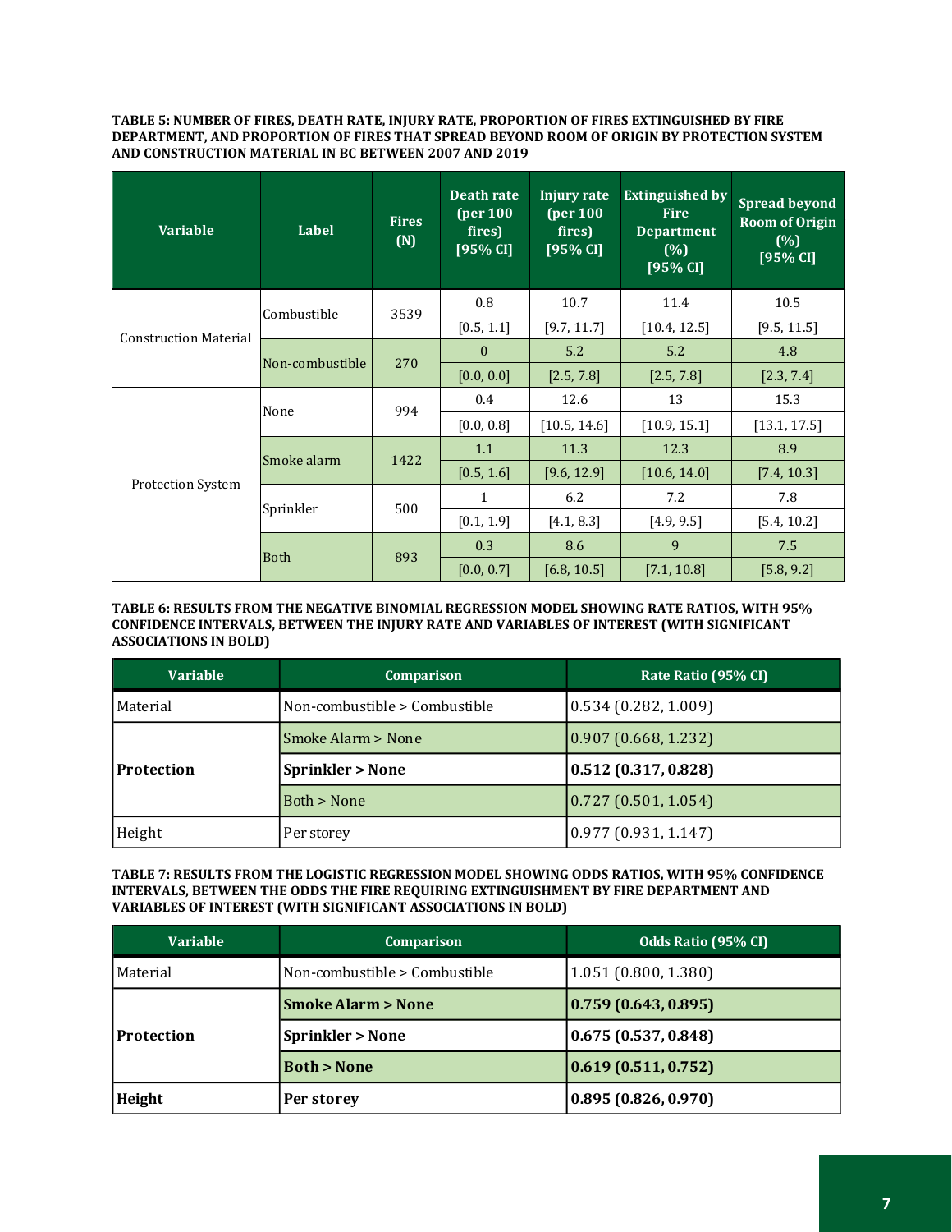**TABLE 5: NUMBER OF FIRES, DEATH RATE, INJURY RATE, PROPORTION OF FIRES EXTINGUISHED BY FIRE DEPARTMENT, AND PROPORTION OF FIRES THAT SPREAD BEYOND ROOM OF ORIGIN BY PROTECTION SYSTEM AND CONSTRUCTION MATERIAL IN BC BETWEEN 2007 AND 2019**

| Variable | Label | Fires (N) | Death rate (per 100 fires) [95% CI] | Injury rate (per 100 fires) [95% CI] | Extinguished by Fire Department (%) [95% CI] | Spread beyond Room of Origin (%) [95% CI] |
|---|---|---|---|---|---|---|
| Construction Material | Combustible | 3539 | 0.8 | 10.7 | 11.4 | 10.5 |
| | | | [0.5, 1.1] | [9.7, 11.7] | [10.4, 12.5] | [9.5, 11.5] |
| | Non-combustible | 270 | 0 | 5.2 | 5.2 | 4.8 |
| | | | [0.0, 0.0] | [2.5, 7.8] | [2.5, 7.8] | [2.3, 7.4] |
| Protection System | None | 994 | 0.4 | 12.6 | 13 | 15.3 |
| | | | [0.0, 0.8] | [10.5, 14.6] | [10.9, 15.1] | [13.1, 17.5] |
| | Smoke alarm | 1422 | 1.1 | 11.3 | 12.3 | 8.9 |
| | | | [0.5, 1.6] | [9.6, 12.9] | [10.6, 14.0] | [7.4, 10.3] |
| | Sprinkler | 500 | 1 | 6.2 | 7.2 | 7.8 |
| | | | [0.1, 1.9] | [4.1, 8.3] | [4.9, 9.5] | [5.4, 10.2] |
| | Both | 893 | 0.3 | 8.6 | 9 | 7.5 |
| | | | [0.0, 0.7] | [6.8, 10.5] | [7.1, 10.8] | [5.8, 9.2] |

**TABLE 6: RESULTS FROM THE NEGATIVE BINOMIAL REGRESSION MODEL SHOWING RATE RATIOS, WITH 95% CONFIDENCE INTERVALS, BETWEEN THE INJURY RATE AND VARIABLES OF INTEREST (WITH SIGNIFICANT ASSOCIATIONS IN BOLD)**

| Variable | Comparison | Rate Ratio (95% CI) |
|---|---|---|
| Material | Non-combustible > Combustible | 0.534 (0.282, 1.009) |
| **Protection** | Smoke Alarm > None | 0.907 (0.668, 1.232) |
| | **Sprinkler > None** | **0.512 (0.317, 0.828)** |
| | Both > None | 0.727 (0.501, 1.054) |
| Height | Per storey | 0.977 (0.931, 1.147) |

**TABLE 7: RESULTS FROM THE LOGISTIC REGRESSION MODEL SHOWING ODDS RATIOS, WITH 95% CONFIDENCE INTERVALS, BETWEEN THE ODDS THE FIRE REQUIRING EXTINGUISHMENT BY FIRE DEPARTMENT AND VARIABLES OF INTEREST (WITH SIGNIFICANT ASSOCIATIONS IN BOLD)**

| Variable | Comparison | Odds Ratio (95% CI) |
|---|---|---|
| Material | Non-combustible > Combustible | 1.051 (0.800, 1.380) |
| **Protection** | **Smoke Alarm > None** | **0.759 (0.643, 0.895)** |
| | **Sprinkler > None** | **0.675 (0.537, 0.848)** |
| | **Both > None** | **0.619 (0.511, 0.752)** |
| **Height** | **Per storey** | **0.895 (0.826, 0.970)** |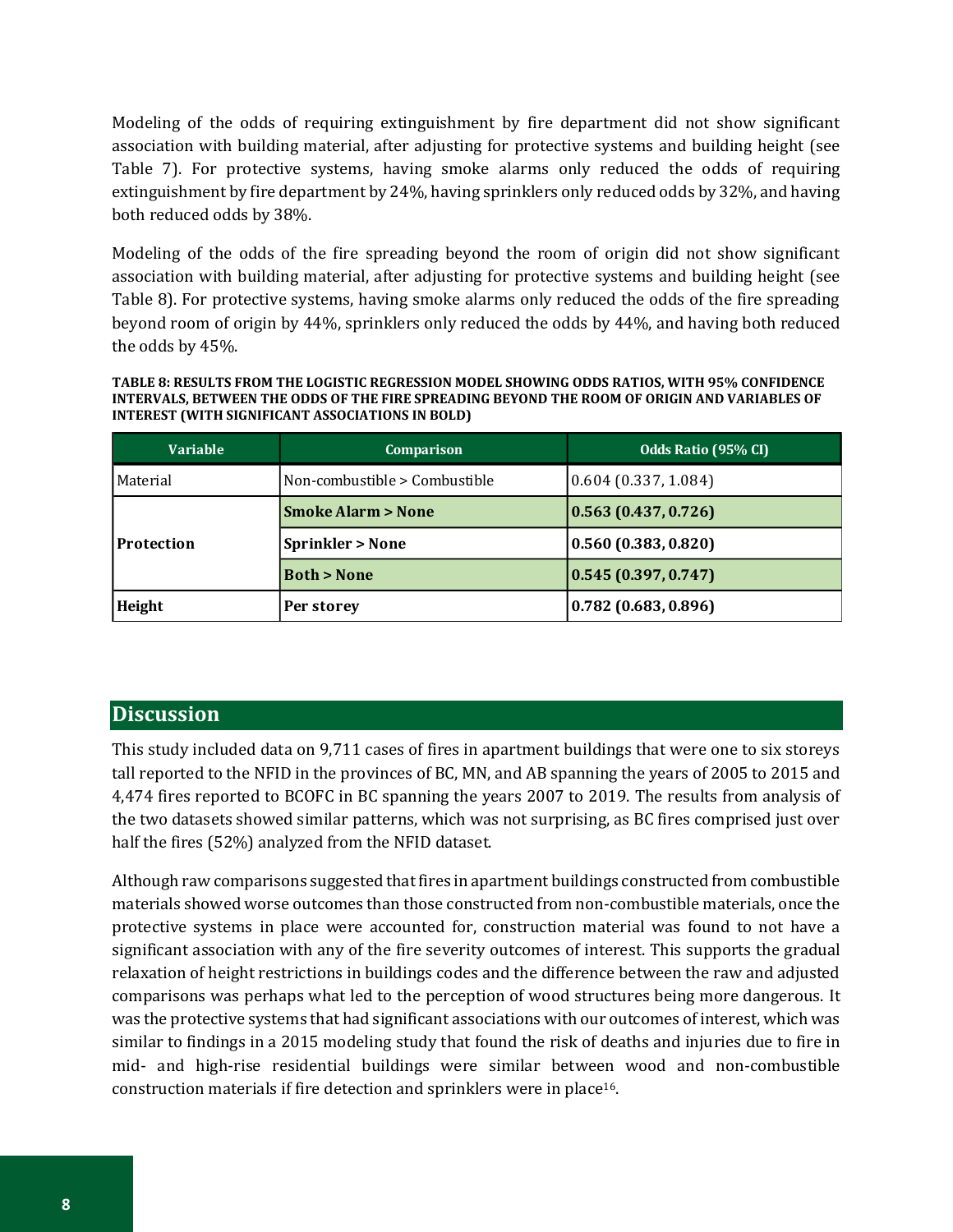Modeling of the odds of requiring extinguishment by fire department did not show significant association with building material, after adjusting for protective systems and building height (see Table 7). For protective systems, having smoke alarms only reduced the odds of requiring extinguishment by fire department by 24%, having sprinklers only reduced odds by 32%, and having both reduced odds by 38%.

Modeling of the odds of the fire spreading beyond the room of origin did not show significant association with building material, after adjusting for protective systems and building height (see Table 8). For protective systems, having smoke alarms only reduced the odds of the fire spreading beyond room of origin by 44%, sprinklers only reduced the odds by 44%, and having both reduced the odds by 45%.

**TABLE 8: RESULTS FROM THE LOGISTIC REGRESSION MODEL SHOWING ODDS RATIOS, WITH 95% CONFIDENCE INTERVALS, BETWEEN THE ODDS OF THE FIRE SPREADING BEYOND THE ROOM OF ORIGIN AND VARIABLES OF INTEREST (WITH SIGNIFICANT ASSOCIATIONS IN BOLD)**

| Variable | Comparison | Odds Ratio (95% CI) |
|---|---|---|
| Material | Non-combustible > Combustible | 0.604 (0.337, 1.084) |
| **Protection** | **Smoke Alarm > None** | **0.563 (0.437, 0.726)** |
| | **Sprinkler > None** | **0.560 (0.383, 0.820)** |
| | **Both > None** | **0.545 (0.397, 0.747)** |
| **Height** | **Per storey** | **0.782 (0.683, 0.896)** |

## Discussion

This study included data on 9,711 cases of fires in apartment buildings that were one to six storeys tall reported to the NFID in the provinces of BC, MN, and AB spanning the years of 2005 to 2015 and 4,474 fires reported to BCOFC in BC spanning the years 2007 to 2019. The results from analysis of the two datasets showed similar patterns, which was not surprising, as BC fires comprised just over half the fires (52%) analyzed from the NFID dataset.

Although raw comparisons suggested that fires in apartment buildings constructed from combustible materials showed worse outcomes than those constructed from non-combustible materials, once the protective systems in place were accounted for, construction material was found to not have a significant association with any of the fire severity outcomes of interest. This supports the gradual relaxation of height restrictions in buildings codes and the difference between the raw and adjusted comparisons was perhaps what led to the perception of wood structures being more dangerous. It was the protective systems that had significant associations with our outcomes of interest, which was similar to findings in a 2015 modeling study that found the risk of deaths and injuries due to fire in mid- and high-rise residential buildings were similar between wood and non-combustible construction materials if fire detection and sprinklers were in place[16].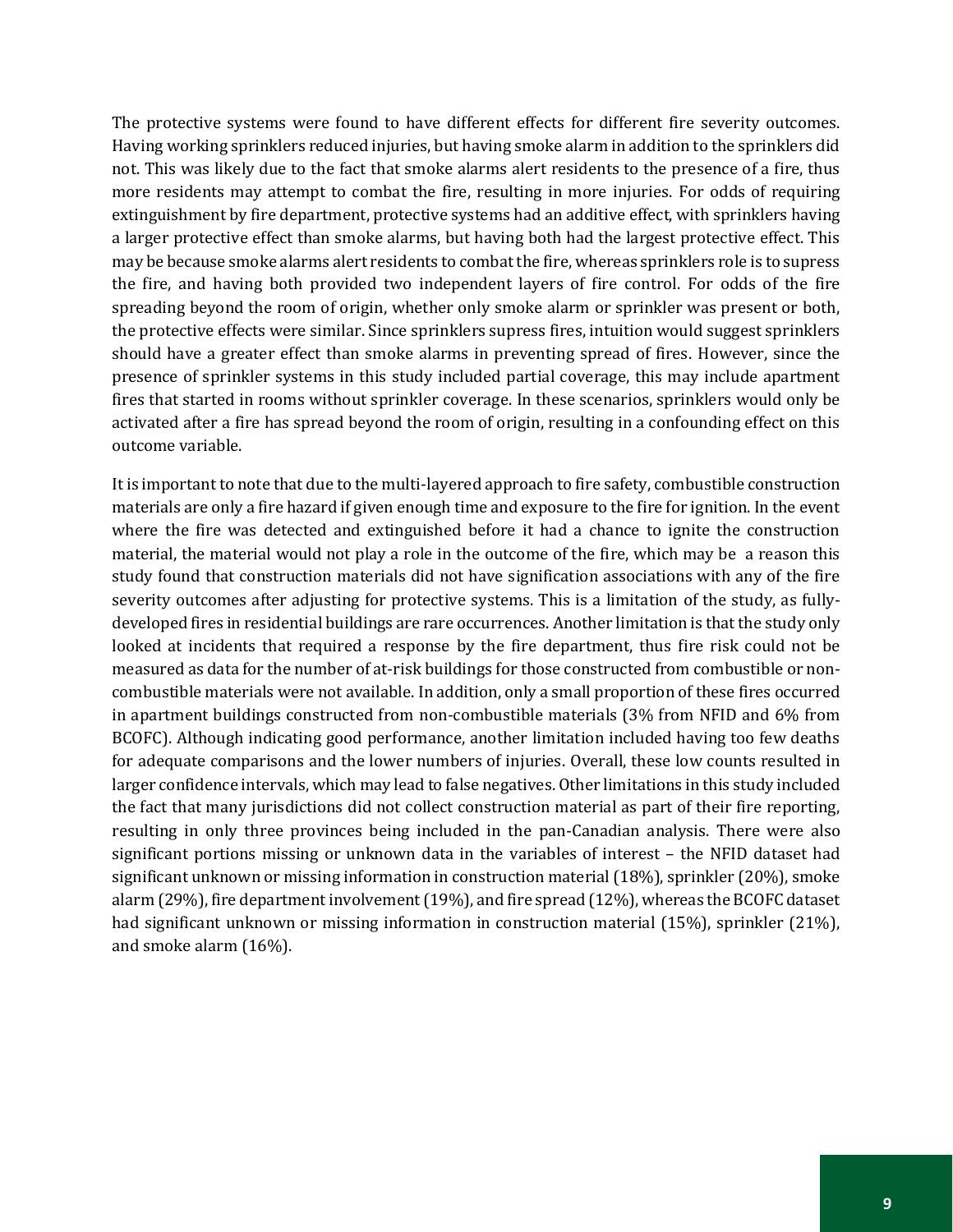The protective systems were found to have different effects for different fire severity outcomes. Having working sprinklers reduced injuries, but having smoke alarm in addition to the sprinklers did not. This was likely due to the fact that smoke alarms alert residents to the presence of a fire, thus more residents may attempt to combat the fire, resulting in more injuries. For odds of requiring extinguishment by fire department, protective systems had an additive effect, with sprinklers having a larger protective effect than smoke alarms, but having both had the largest protective effect. This may be because smoke alarms alert residents to combat the fire, whereas sprinklers role is to supress the fire, and having both provided two independent layers of fire control. For odds of the fire spreading beyond the room of origin, whether only smoke alarm or sprinkler was present or both, the protective effects were similar. Since sprinklers supress fires, intuition would suggest sprinklers should have a greater effect than smoke alarms in preventing spread of fires. However, since the presence of sprinkler systems in this study included partial coverage, this may include apartment fires that started in rooms without sprinkler coverage. In these scenarios, sprinklers would only be activated after a fire has spread beyond the room of origin, resulting in a confounding effect on this outcome variable.

It is important to note that due to the multi-layered approach to fire safety, combustible construction materials are only a fire hazard if given enough time and exposure to the fire for ignition. In the event where the fire was detected and extinguished before it had a chance to ignite the construction material, the material would not play a role in the outcome of the fire, which may be a reason this study found that construction materials did not have signification associations with any of the fire severity outcomes after adjusting for protective systems. This is a limitation of the study, as fully-developed fires in residential buildings are rare occurrences. Another limitation is that the study only looked at incidents that required a response by the fire department, thus fire risk could not be measured as data for the number of at-risk buildings for those constructed from combustible or non-combustible materials were not available. In addition, only a small proportion of these fires occurred in apartment buildings constructed from non-combustible materials (3% from NFID and 6% from BCOFC). Although indicating good performance, another limitation included having too few deaths for adequate comparisons and the lower numbers of injuries. Overall, these low counts resulted in larger confidence intervals, which may lead to false negatives. Other limitations in this study included the fact that many jurisdictions did not collect construction material as part of their fire reporting, resulting in only three provinces being included in the pan-Canadian analysis. There were also significant portions missing or unknown data in the variables of interest – the NFID dataset had significant unknown or missing information in construction material (18%), sprinkler (20%), smoke alarm (29%), fire department involvement (19%), and fire spread (12%), whereas the BCOFC dataset had significant unknown or missing information in construction material (15%), sprinkler (21%), and smoke alarm (16%).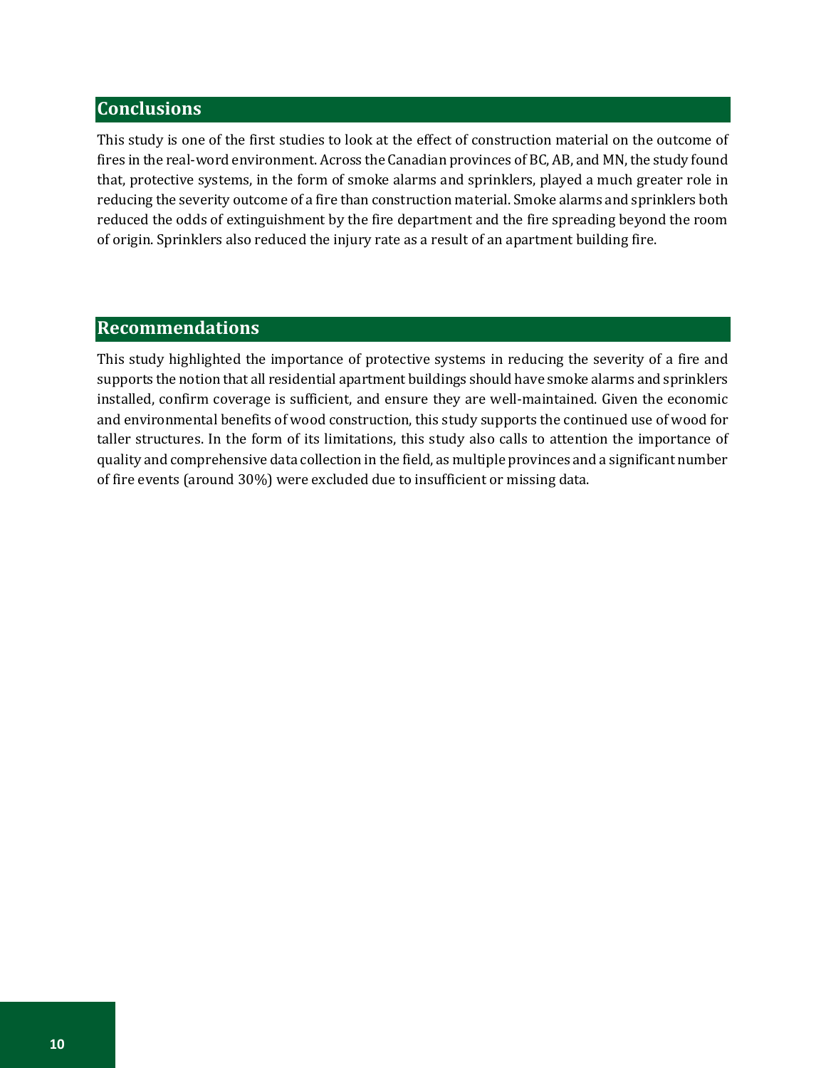## Conclusions

This study is one of the first studies to look at the effect of construction material on the outcome of fires in the real-word environment. Across the Canadian provinces of BC, AB, and MN, the study found that, protective systems, in the form of smoke alarms and sprinklers, played a much greater role in reducing the severity outcome of a fire than construction material. Smoke alarms and sprinklers both reduced the odds of extinguishment by the fire department and the fire spreading beyond the room of origin. Sprinklers also reduced the injury rate as a result of an apartment building fire.

## Recommendations

This study highlighted the importance of protective systems in reducing the severity of a fire and supports the notion that all residential apartment buildings should have smoke alarms and sprinklers installed, confirm coverage is sufficient, and ensure they are well-maintained. Given the economic and environmental benefits of wood construction, this study supports the continued use of wood for taller structures. In the form of its limitations, this study also calls to attention the importance of quality and comprehensive data collection in the field, as multiple provinces and a significant number of fire events (around 30%) were excluded due to insufficient or missing data.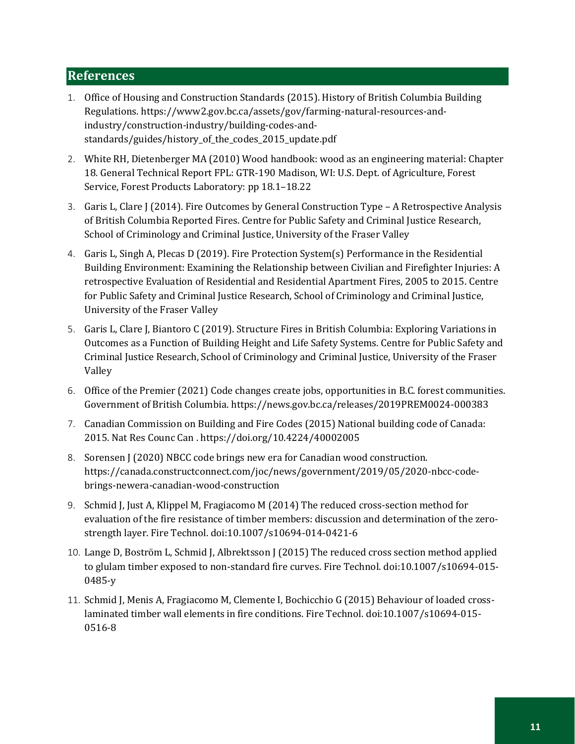## References

1. Office of Housing and Construction Standards (2015). History of British Columbia Building Regulations. https://www2.gov.bc.ca/assets/gov/farming-natural-resources-and-industry/construction-industry/building-codes-and-standards/guides/history_of_the_codes_2015_update.pdf
2. White RH, Dietenberger MA (2010) Wood handbook: wood as an engineering material: Chapter 18. General Technical Report FPL: GTR-190 Madison, WI: U.S. Dept. of Agriculture, Forest Service, Forest Products Laboratory: pp 18.1–18.22
3. Garis L, Clare J (2014). Fire Outcomes by General Construction Type – A Retrospective Analysis of British Columbia Reported Fires. Centre for Public Safety and Criminal Justice Research, School of Criminology and Criminal Justice, University of the Fraser Valley
4. Garis L, Singh A, Plecas D (2019). Fire Protection System(s) Performance in the Residential Building Environment: Examining the Relationship between Civilian and Firefighter Injuries: A retrospective Evaluation of Residential and Residential Apartment Fires, 2005 to 2015. Centre for Public Safety and Criminal Justice Research, School of Criminology and Criminal Justice, University of the Fraser Valley
5. Garis L, Clare J, Biantoro C (2019). Structure Fires in British Columbia: Exploring Variations in Outcomes as a Function of Building Height and Life Safety Systems. Centre for Public Safety and Criminal Justice Research, School of Criminology and Criminal Justice, University of the Fraser Valley
6. Office of the Premier (2021) Code changes create jobs, opportunities in B.C. forest communities. Government of British Columbia. https://news.gov.bc.ca/releases/2019PREM0024-000383
7. Canadian Commission on Building and Fire Codes (2015) National building code of Canada: 2015. Nat Res Counc Can . https://doi.org/10.4224/40002005
8. Sorensen J (2020) NBCC code brings new era for Canadian wood construction. https://canada.constructconnect.com/joc/news/government/2019/05/2020-nbcc-code-brings-newera-canadian-wood-construction
9. Schmid J, Just A, Klippel M, Fragiacomo M (2014) The reduced cross-section method for evaluation of the fire resistance of timber members: discussion and determination of the zero-strength layer. Fire Technol. doi:10.1007/s10694-014-0421-6
10. Lange D, Boström L, Schmid J, Albrektsson J (2015) The reduced cross section method applied to glulam timber exposed to non-standard fire curves. Fire Technol. doi:10.1007/s10694-015-0485-y
11. Schmid J, Menis A, Fragiacomo M, Clemente I, Bochicchio G (2015) Behaviour of loaded cross-laminated timber wall elements in fire conditions. Fire Technol. doi:10.1007/s10694-015-0516-8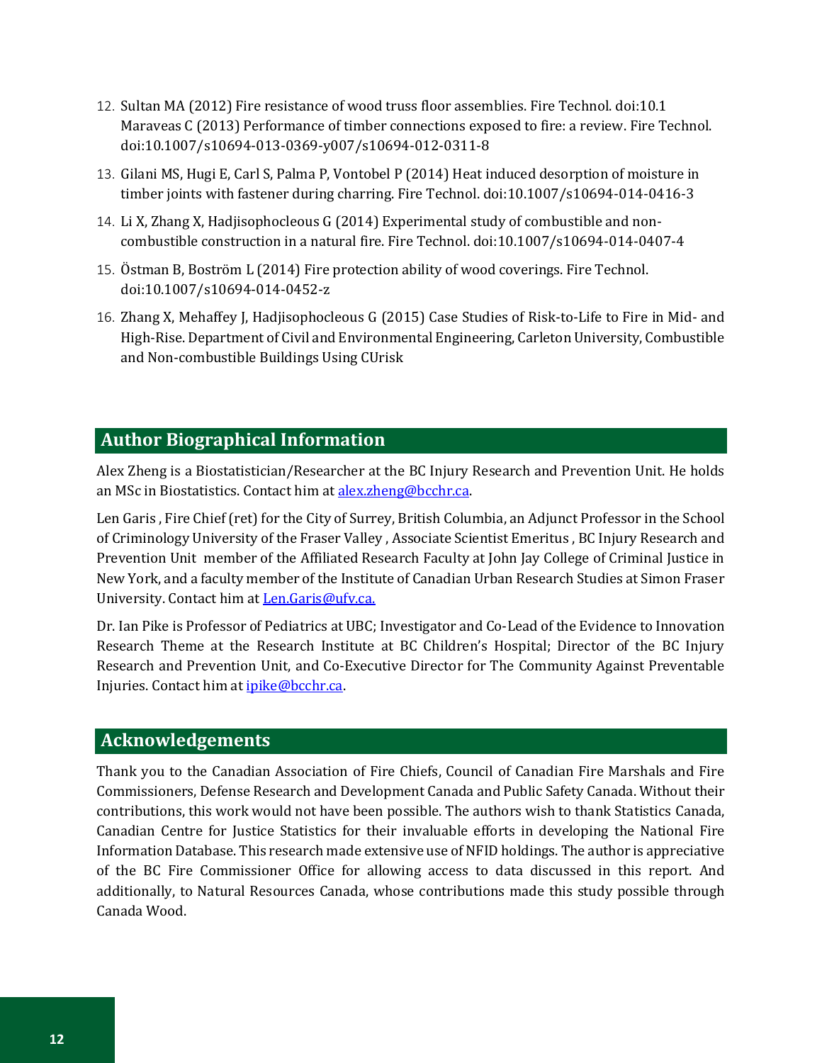12. Sultan MA (2012) Fire resistance of wood truss floor assemblies. Fire Technol. doi:10.1 Maraveas C (2013) Performance of timber connections exposed to fire: a review. Fire Technol. doi:10.1007/s10694-013-0369-y007/s10694-012-0311-8
13. Gilani MS, Hugi E, Carl S, Palma P, Vontobel P (2014) Heat induced desorption of moisture in timber joints with fastener during charring. Fire Technol. doi:10.1007/s10694-014-0416-3
14. Li X, Zhang X, Hadjisophocleous G (2014) Experimental study of combustible and non-combustible construction in a natural fire. Fire Technol. doi:10.1007/s10694-014-0407-4
15. Östman B, Boström L (2014) Fire protection ability of wood coverings. Fire Technol. doi:10.1007/s10694-014-0452-z
16. Zhang X, Mehaffey J, Hadjisophocleous G (2015) Case Studies of Risk-to-Life to Fire in Mid- and High-Rise. Department of Civil and Environmental Engineering, Carleton University, Combustible and Non-combustible Buildings Using CUrisk

## Author Biographical Information

Alex Zheng is a Biostatistician/Researcher at the BC Injury Research and Prevention Unit. He holds an MSc in Biostatistics. Contact him at alex.zheng@bcchr.ca.

Len Garis , Fire Chief (ret) for the City of Surrey, British Columbia, an Adjunct Professor in the School of Criminology University of the Fraser Valley , Associate Scientist Emeritus , BC Injury Research and Prevention Unit member of the Affiliated Research Faculty at John Jay College of Criminal Justice in New York, and a faculty member of the Institute of Canadian Urban Research Studies at Simon Fraser University. Contact him at Len.Garis@ufv.ca.

Dr. Ian Pike is Professor of Pediatrics at UBC; Investigator and Co-Lead of the Evidence to Innovation Research Theme at the Research Institute at BC Children's Hospital; Director of the BC Injury Research and Prevention Unit, and Co-Executive Director for The Community Against Preventable Injuries. Contact him at ipike@bcchr.ca.

## Acknowledgements

Thank you to the Canadian Association of Fire Chiefs, Council of Canadian Fire Marshals and Fire Commissioners, Defense Research and Development Canada and Public Safety Canada. Without their contributions, this work would not have been possible. The authors wish to thank Statistics Canada, Canadian Centre for Justice Statistics for their invaluable efforts in developing the National Fire Information Database. This research made extensive use of NFID holdings. The author is appreciative of the BC Fire Commissioner Office for allowing access to data discussed in this report. And additionally, to Natural Resources Canada, whose contributions made this study possible through Canada Wood.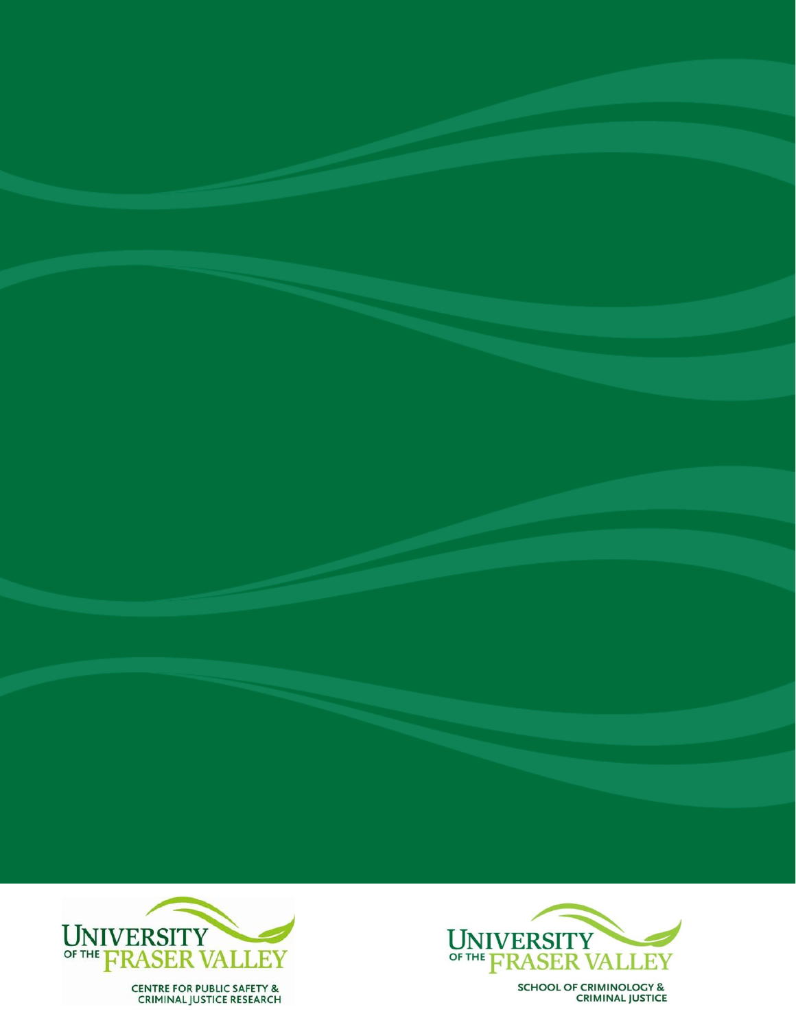UNIVERSITY OF THE FRASER VALLEY

CENTRE FOR PUBLIC SAFETY & CRIMINAL JUSTICE RESEARCH

UNIVERSITY OF THE FRASER VALLEY

SCHOOL OF CRIMINOLOGY & CRIMINAL JUSTICE